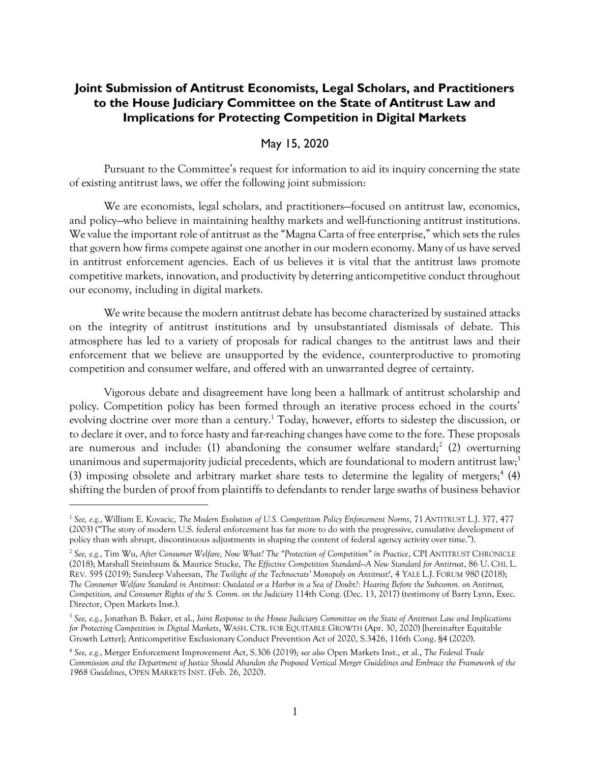# Joint Submission of Antitrust Economists, Legal Scholars, and Practitioners to the House Judiciary Committee on the State of Antitrust Law and Implications for Protecting Competition in Digital Markets

May 15, 2020

Pursuant to the Committee's request for information to aid its inquiry concerning the state of existing antitrust laws, we offer the following joint submission:

We are economists, legal scholars, and practitioners—focused on antitrust law, economics, and policy—who believe in maintaining healthy markets and well-functioning antitrust institutions. We value the important role of antitrust as the "Magna Carta of free enterprise," which sets the rules that govern how firms compete against one another in our modern economy. Many of us have served in antitrust enforcement agencies. Each of us believes it is vital that the antitrust laws promote competitive markets, innovation, and productivity by deterring anticompetitive conduct throughout our economy, including in digital markets.

We write because the modern antitrust debate has become characterized by sustained attacks on the integrity of antitrust institutions and by unsubstantiated dismissals of debate. This atmosphere has led to a variety of proposals for radical changes to the antitrust laws and their enforcement that we believe are unsupported by the evidence, counterproductive to promoting competition and consumer welfare, and offered with an unwarranted degree of certainty.

Vigorous debate and disagreement have long been a hallmark of antitrust scholarship and policy. Competition policy has been formed through an iterative process echoed in the courts' evolving doctrine over more than a century.[1] Today, however, efforts to sidestep the discussion, or to declare it over, and to force hasty and far-reaching changes have come to the fore. These proposals are numerous and include: (1) abandoning the consumer welfare standard;[2] (2) overturning unanimous and supermajority judicial precedents, which are foundational to modern antitrust law;[3] (3) imposing obsolete and arbitrary market share tests to determine the legality of mergers;[4] (4) shifting the burden of proof from plaintiffs to defendants to render large swaths of business behavior

---

[1] *See, e.g.*, William E. Kovacic, *The Modern Evolution of U.S. Competition Policy Enforcement Norms*, 71 ANTITRUST L.J. 377, 477 (2003) ("The story of modern U.S. federal enforcement has far more to do with the progressive, cumulative development of policy than with abrupt, discontinuous adjustments in shaping the content of federal agency activity over time.").

[2] *See, e.g.*, Tim Wu, *After Consumer Welfare, Now What? The "Protection of Competition" in Practice*, CPI ANTITRUST CHRONICLE (2018); Marshall Steinbaum & Maurice Stucke, *The Effective Competition Standard—A New Standard for Antitrust*, 86 U. CHI. L. REV. 595 (2019); Sandeep Vaheesan, *The Twilight of the Technocrats' Monopoly on Antitrust?*, 4 YALE L.J. FORUM 980 (2018); *The Consumer Welfare Standard in Antitrust: Outdated or a Harbor in a Sea of Doubt?: Hearing Before the Subcomm. on Antitrust, Competition, and Consumer Rights of the S. Comm. on the Judiciary* 114th Cong. (Dec. 13, 2017) (testimony of Barry Lynn, Exec. Director, Open Markets Inst.).

[3] *See, e.g.*, Jonathan B. Baker, et al., *Joint Response to the House Judiciary Committee on the State of Antitrust Law and Implications for Protecting Competition in Digital Markets*, WASH. CTR. FOR EQUITABLE GROWTH (Apr. 30, 2020) [hereinafter Equitable Growth Letter]; Anticompetitive Exclusionary Conduct Prevention Act of 2020, S.3426, 116th Cong. §4 (2020).

[4] *See, e.g.*, Merger Enforcement Improvement Act, S.306 (2019); *see also* Open Markets Inst., et al., *The Federal Trade Commission and the Department of Justice Should Abandon the Proposed Vertical Merger Guidelines and Embrace the Framework of the 1968 Guidelines*, OPEN MARKETS INST. (Feb. 26, 2020).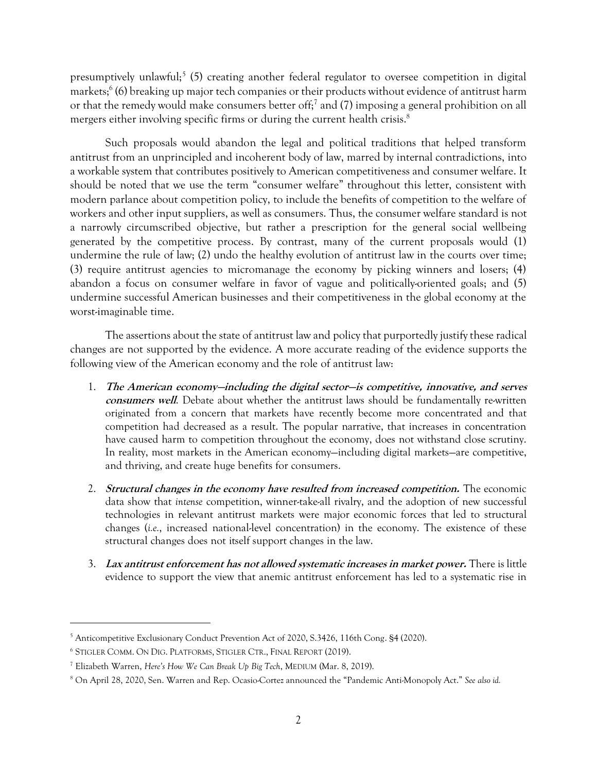presumptively unlawful;[5] (5) creating another federal regulator to oversee competition in digital markets;[6] (6) breaking up major tech companies or their products without evidence of antitrust harm or that the remedy would make consumers better off;[7] and (7) imposing a general prohibition on all mergers either involving specific firms or during the current health crisis.[8]

Such proposals would abandon the legal and political traditions that helped transform antitrust from an unprincipled and incoherent body of law, marred by internal contradictions, into a workable system that contributes positively to American competitiveness and consumer welfare. It should be noted that we use the term "consumer welfare" throughout this letter, consistent with modern parlance about competition policy, to include the benefits of competition to the welfare of workers and other input suppliers, as well as consumers. Thus, the consumer welfare standard is not a narrowly circumscribed objective, but rather a prescription for the general social wellbeing generated by the competitive process. By contrast, many of the current proposals would (1) undermine the rule of law; (2) undo the healthy evolution of antitrust law in the courts over time; (3) require antitrust agencies to micromanage the economy by picking winners and losers; (4) abandon a focus on consumer welfare in favor of vague and politically-oriented goals; and (5) undermine successful American businesses and their competitiveness in the global economy at the worst-imaginable time.

The assertions about the state of antitrust law and policy that purportedly justify these radical changes are not supported by the evidence. A more accurate reading of the evidence supports the following view of the American economy and the role of antitrust law:

1. ***The American economy—including the digital sector—is competitive, innovative, and serves consumers well***. Debate about whether the antitrust laws should be fundamentally re-written originated from a concern that markets have recently become more concentrated and that competition had decreased as a result. The popular narrative, that increases in concentration have caused harm to competition throughout the economy, does not withstand close scrutiny. In reality, most markets in the American economy—including digital markets—are competitive, and thriving, and create huge benefits for consumers.

2. ***Structural changes in the economy have resulted from increased competition.*** The economic data show that *intense* competition, winner-take-all rivalry, and the adoption of new successful technologies in relevant antitrust markets were major economic forces that led to structural changes (*i.e.*, increased national-level concentration) in the economy. The existence of these structural changes does not itself support changes in the law.

3. ***Lax antitrust enforcement has not allowed systematic increases in market power.*** There is little evidence to support the view that anemic antitrust enforcement has led to a systematic rise in

---

[5] Anticompetitive Exclusionary Conduct Prevention Act of 2020, S.3426, 116th Cong. §4 (2020).

[6] STIGLER COMM. ON DIG. PLATFORMS, STIGLER CTR., FINAL REPORT (2019).

[7] Elizabeth Warren, *Here's How We Can Break Up Big Tech*, MEDIUM (Mar. 8, 2019).

[8] On April 28, 2020, Sen. Warren and Rep. Ocasio-Cortez announced the "Pandemic Anti-Monopoly Act." *See also id.*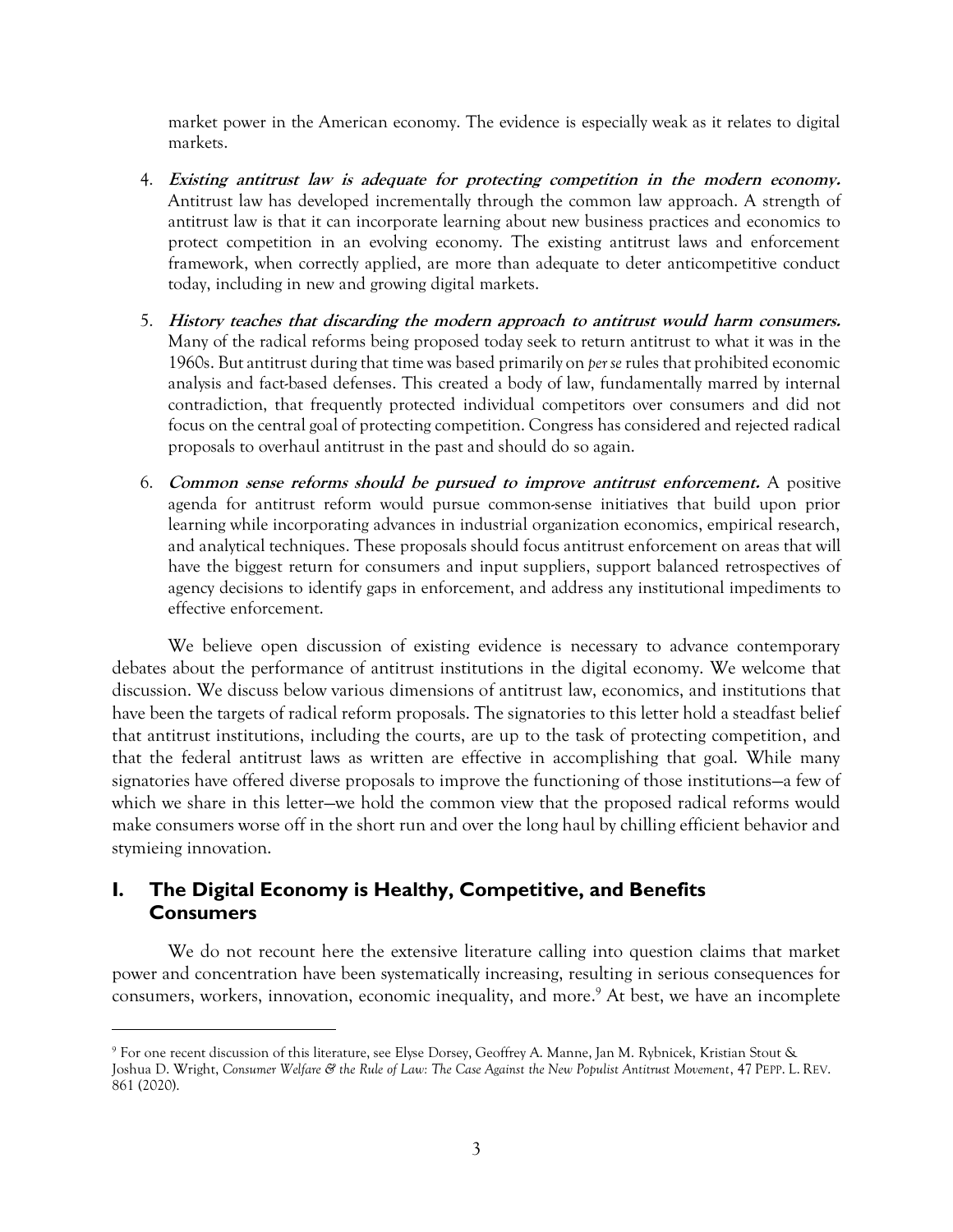market power in the American economy. The evidence is especially weak as it relates to digital markets.

4. ***Existing antitrust law is adequate for protecting competition in the modern economy.*** Antitrust law has developed incrementally through the common law approach. A strength of antitrust law is that it can incorporate learning about new business practices and economics to protect competition in an evolving economy. The existing antitrust laws and enforcement framework, when correctly applied, are more than adequate to deter anticompetitive conduct today, including in new and growing digital markets.

5. ***History teaches that discarding the modern approach to antitrust would harm consumers.*** Many of the radical reforms being proposed today seek to return antitrust to what it was in the 1960s. But antitrust during that time was based primarily on *per se* rules that prohibited economic analysis and fact-based defenses. This created a body of law, fundamentally marred by internal contradiction, that frequently protected individual competitors over consumers and did not focus on the central goal of protecting competition. Congress has considered and rejected radical proposals to overhaul antitrust in the past and should do so again.

6. ***Common sense reforms should be pursued to improve antitrust enforcement.*** A positive agenda for antitrust reform would pursue common-sense initiatives that build upon prior learning while incorporating advances in industrial organization economics, empirical research, and analytical techniques. These proposals should focus antitrust enforcement on areas that will have the biggest return for consumers and input suppliers, support balanced retrospectives of agency decisions to identify gaps in enforcement, and address any institutional impediments to effective enforcement.

We believe open discussion of existing evidence is necessary to advance contemporary debates about the performance of antitrust institutions in the digital economy. We welcome that discussion. We discuss below various dimensions of antitrust law, economics, and institutions that have been the targets of radical reform proposals. The signatories to this letter hold a steadfast belief that antitrust institutions, including the courts, are up to the task of protecting competition, and that the federal antitrust laws as written are effective in accomplishing that goal. While many signatories have offered diverse proposals to improve the functioning of those institutions—a few of which we share in this letter—we hold the common view that the proposed radical reforms would make consumers worse off in the short run and over the long haul by chilling efficient behavior and stymieing innovation.

## I. The Digital Economy is Healthy, Competitive, and Benefits Consumers

We do not recount here the extensive literature calling into question claims that market power and concentration have been systematically increasing, resulting in serious consequences for consumers, workers, innovation, economic inequality, and more.[9] At best, we have an incomplete

---

[9] For one recent discussion of this literature, see Elyse Dorsey, Geoffrey A. Manne, Jan M. Rybnicek, Kristian Stout & Joshua D. Wright, *Consumer Welfare & the Rule of Law: The Case Against the New Populist Antitrust Movement*, 47 PEPP. L. REV. 861 (2020).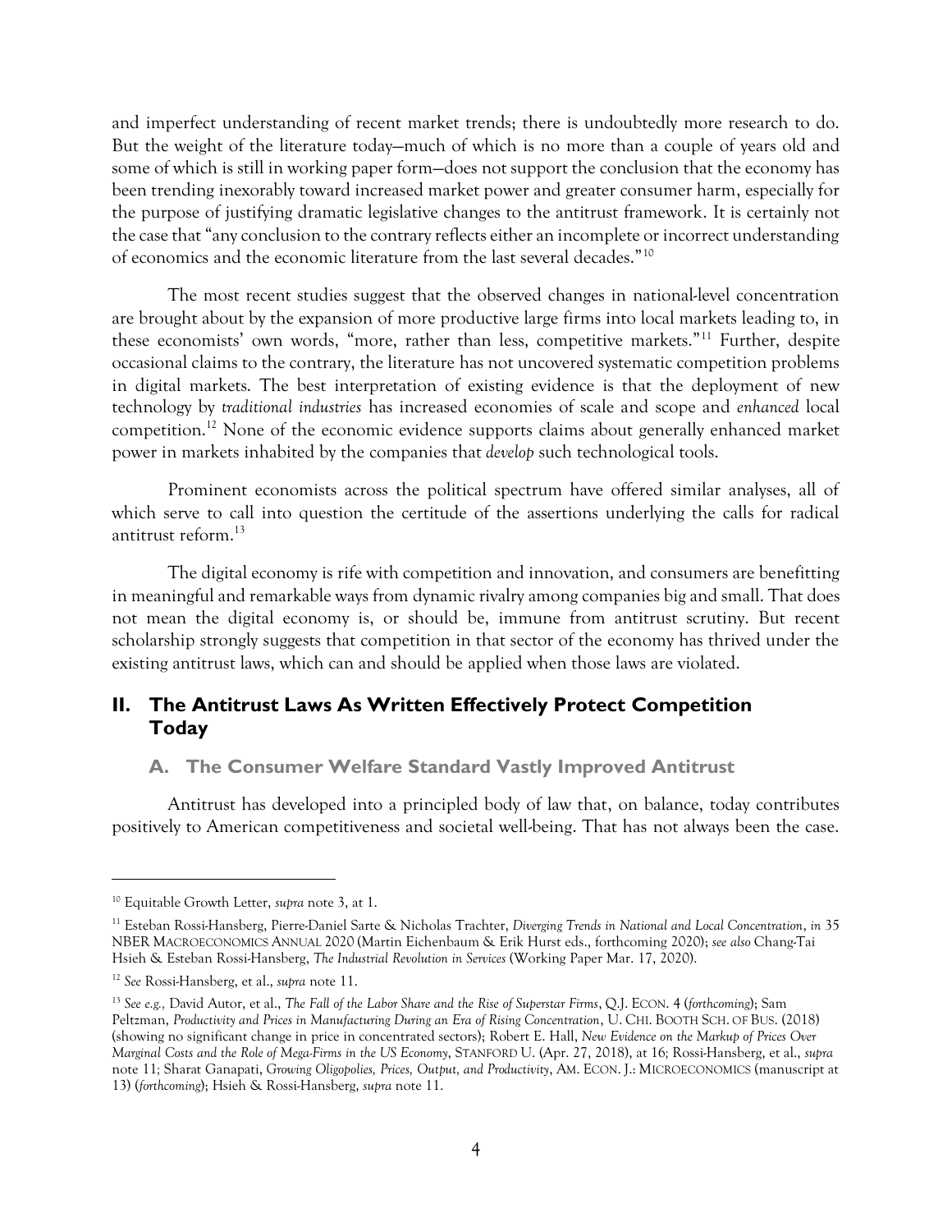and imperfect understanding of recent market trends; there is undoubtedly more research to do. But the weight of the literature today—much of which is no more than a couple of years old and some of which is still in working paper form—does not support the conclusion that the economy has been trending inexorably toward increased market power and greater consumer harm, especially for the purpose of justifying dramatic legislative changes to the antitrust framework. It is certainly not the case that "any conclusion to the contrary reflects either an incomplete or incorrect understanding of economics and the economic literature from the last several decades."[10]

The most recent studies suggest that the observed changes in national-level concentration are brought about by the expansion of more productive large firms into local markets leading to, in these economists' own words, "more, rather than less, competitive markets."[11] Further, despite occasional claims to the contrary, the literature has not uncovered systematic competition problems in digital markets. The best interpretation of existing evidence is that the deployment of new technology by *traditional industries* has increased economies of scale and scope and *enhanced* local competition.[12] None of the economic evidence supports claims about generally enhanced market power in markets inhabited by the companies that *develop* such technological tools.

Prominent economists across the political spectrum have offered similar analyses, all of which serve to call into question the certitude of the assertions underlying the calls for radical antitrust reform.[13]

The digital economy is rife with competition and innovation, and consumers are benefitting in meaningful and remarkable ways from dynamic rivalry among companies big and small. That does not mean the digital economy is, or should be, immune from antitrust scrutiny. But recent scholarship strongly suggests that competition in that sector of the economy has thrived under the existing antitrust laws, which can and should be applied when those laws are violated.

## II. The Antitrust Laws As Written Effectively Protect Competition Today

### A. The Consumer Welfare Standard Vastly Improved Antitrust

Antitrust has developed into a principled body of law that, on balance, today contributes positively to American competitiveness and societal well-being. That has not always been the case.

---

[10] Equitable Growth Letter, *supra* note 3, at 1.

[11] Esteban Rossi-Hansberg, Pierre-Daniel Sarte & Nicholas Trachter, *Diverging Trends in National and Local Concentration*, *in* 35 NBER MACROECONOMICS ANNUAL 2020 (Martin Eichenbaum & Erik Hurst eds., forthcoming 2020); *see also* Chang-Tai Hsieh & Esteban Rossi-Hansberg, *The Industrial Revolution in Services* (Working Paper Mar. 17, 2020).

[12] *See* Rossi-Hansberg, et al., *supra* note 11.

[13] *See e.g.,* David Autor, et al., *The Fall of the Labor Share and the Rise of Superstar Firms*, Q.J. ECON. 4 (*forthcoming*); Sam Peltzman, *Productivity and Prices in Manufacturing During an Era of Rising Concentration*, U. CHI. BOOTH SCH. OF BUS. (2018) (showing no significant change in price in concentrated sectors); Robert E. Hall, *New Evidence on the Markup of Prices Over Marginal Costs and the Role of Mega-Firms in the US Economy*, STANFORD U. (Apr. 27, 2018), at 16; Rossi-Hansberg, et al., *supra* note 11; Sharat Ganapati, *Growing Oligopolies, Prices, Output, and Productivity*, AM. ECON. J.: MICROECONOMICS (manuscript at 13) (*forthcoming*); Hsieh & Rossi-Hansberg, *supra* note 11.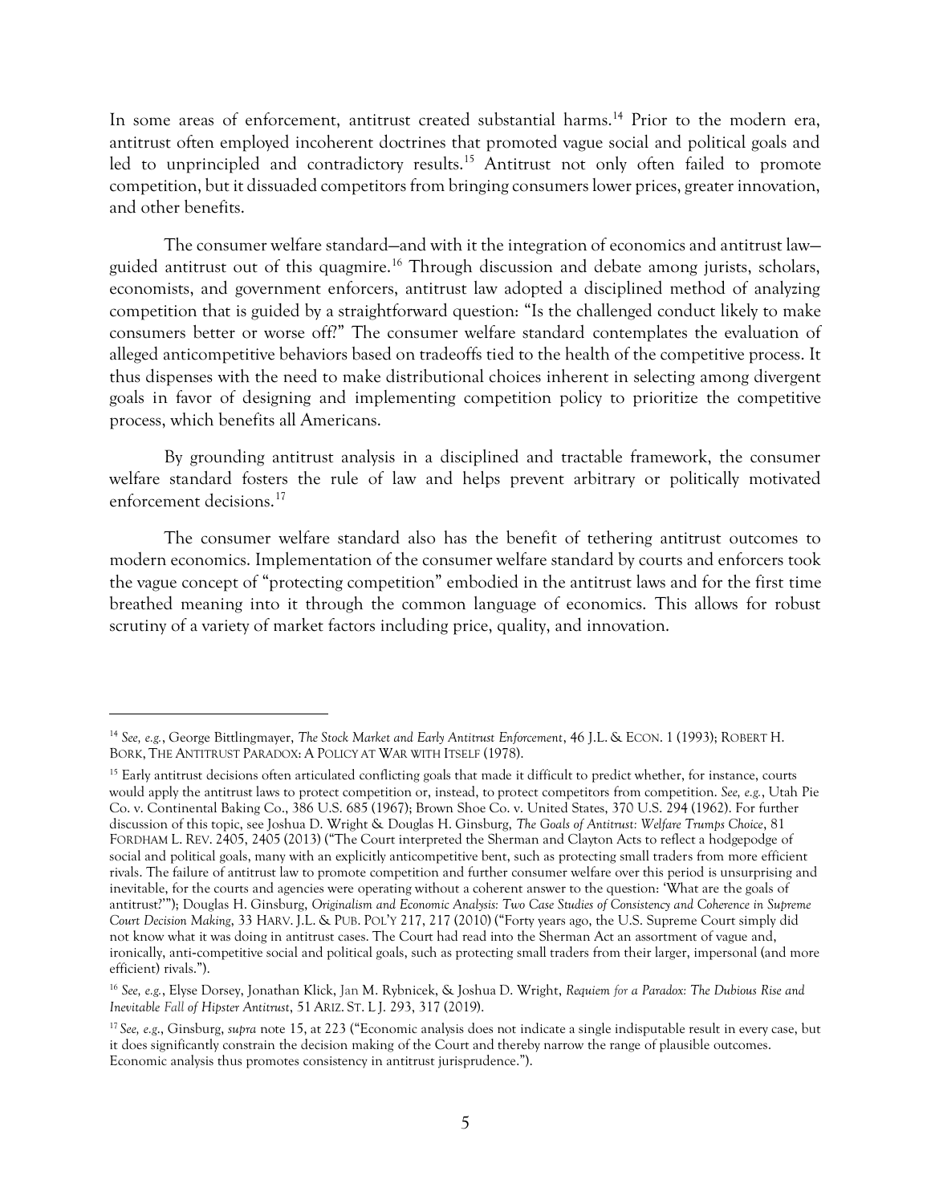In some areas of enforcement, antitrust created substantial harms.[14] Prior to the modern era, antitrust often employed incoherent doctrines that promoted vague social and political goals and led to unprincipled and contradictory results.[15] Antitrust not only often failed to promote competition, but it dissuaded competitors from bringing consumers lower prices, greater innovation, and other benefits.

The consumer welfare standard—and with it the integration of economics and antitrust law—guided antitrust out of this quagmire.[16] Through discussion and debate among jurists, scholars, economists, and government enforcers, antitrust law adopted a disciplined method of analyzing competition that is guided by a straightforward question: "Is the challenged conduct likely to make consumers better or worse off?" The consumer welfare standard contemplates the evaluation of alleged anticompetitive behaviors based on tradeoffs tied to the health of the competitive process. It thus dispenses with the need to make distributional choices inherent in selecting among divergent goals in favor of designing and implementing competition policy to prioritize the competitive process, which benefits all Americans.

By grounding antitrust analysis in a disciplined and tractable framework, the consumer welfare standard fosters the rule of law and helps prevent arbitrary or politically motivated enforcement decisions.[17]

The consumer welfare standard also has the benefit of tethering antitrust outcomes to modern economics. Implementation of the consumer welfare standard by courts and enforcers took the vague concept of "protecting competition" embodied in the antitrust laws and for the first time breathed meaning into it through the common language of economics. This allows for robust scrutiny of a variety of market factors including price, quality, and innovation.

---

[14] *See, e.g.*, George Bittlingmayer, *The Stock Market and Early Antitrust Enforcement*, 46 J.L. & ECON. 1 (1993); ROBERT H. BORK, THE ANTITRUST PARADOX: A POLICY AT WAR WITH ITSELF (1978).

[15] Early antitrust decisions often articulated conflicting goals that made it difficult to predict whether, for instance, courts would apply the antitrust laws to protect competition or, instead, to protect competitors from competition. *See, e.g.*, Utah Pie Co. v. Continental Baking Co., 386 U.S. 685 (1967); Brown Shoe Co. v. United States, 370 U.S. 294 (1962). For further discussion of this topic, see Joshua D. Wright & Douglas H. Ginsburg, *The Goals of Antitrust: Welfare Trumps Choice*, 81 FORDHAM L. REV. 2405, 2405 (2013) ("The Court interpreted the Sherman and Clayton Acts to reflect a hodgepodge of social and political goals, many with an explicitly anticompetitive bent, such as protecting small traders from more efficient rivals. The failure of antitrust law to promote competition and further consumer welfare over this period is unsurprising and inevitable, for the courts and agencies were operating without a coherent answer to the question: 'What are the goals of antitrust?'"); Douglas H. Ginsburg, *Originalism and Economic Analysis: Two Case Studies of Consistency and Coherence in Supreme Court Decision Making*, 33 HARV. J.L. & PUB. POL'Y 217, 217 (2010) ("Forty years ago, the U.S. Supreme Court simply did not know what it was doing in antitrust cases. The Court had read into the Sherman Act an assortment of vague and, ironically, anti-competitive social and political goals, such as protecting small traders from their larger, impersonal (and more efficient) rivals.").

[16] *See, e.g.*, Elyse Dorsey, Jonathan Klick, Jan M. Rybnicek, & Joshua D. Wright, *Requiem for a Paradox: The Dubious Rise and Inevitable Fall of Hipster Antitrust*, 51 ARIZ. ST. L J. 293, 317 (2019).

[17] *See, e.g.*, Ginsburg, *supra* note 15, at 223 ("Economic analysis does not indicate a single indisputable result in every case, but it does significantly constrain the decision making of the Court and thereby narrow the range of plausible outcomes. Economic analysis thus promotes consistency in antitrust jurisprudence.").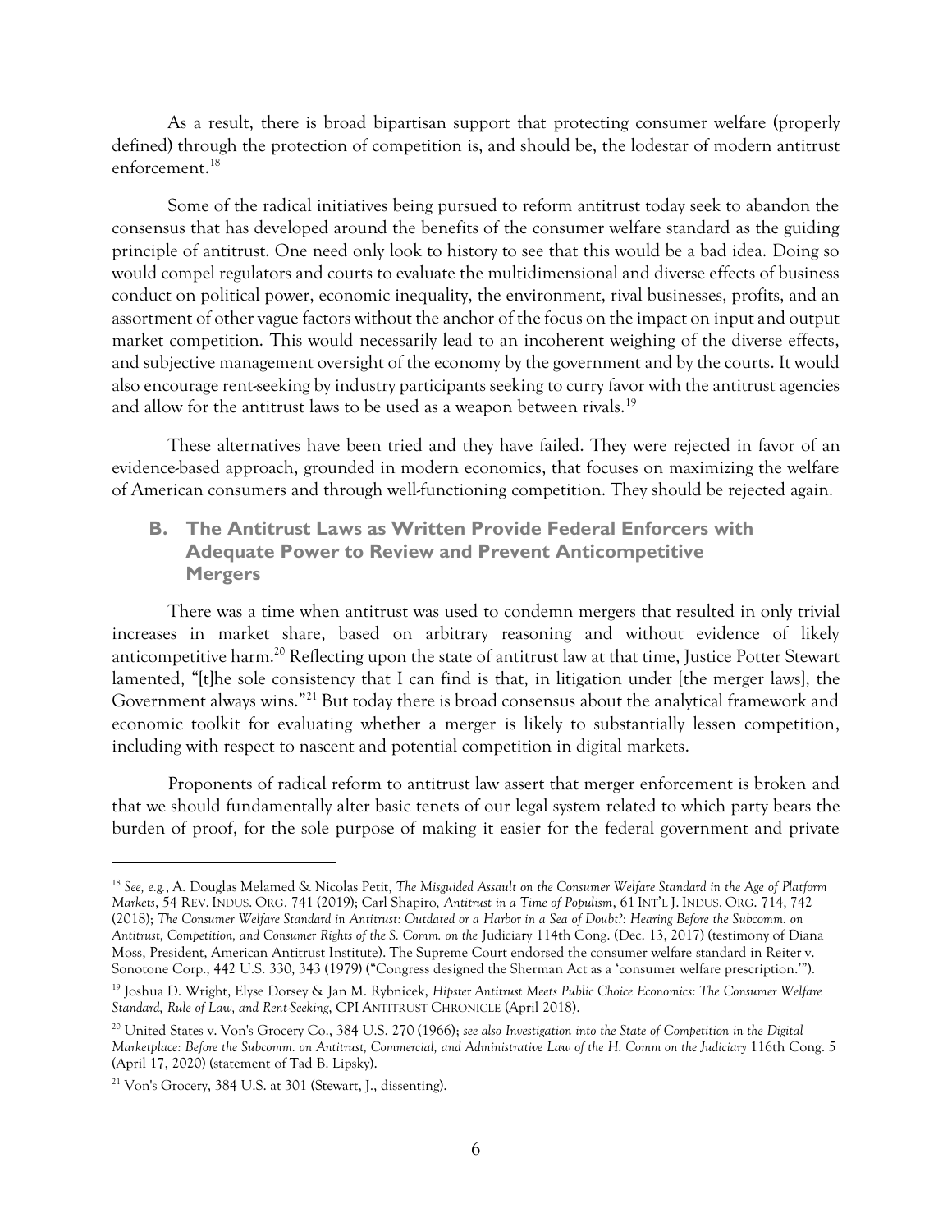As a result, there is broad bipartisan support that protecting consumer welfare (properly defined) through the protection of competition is, and should be, the lodestar of modern antitrust enforcement.[18]

Some of the radical initiatives being pursued to reform antitrust today seek to abandon the consensus that has developed around the benefits of the consumer welfare standard as the guiding principle of antitrust. One need only look to history to see that this would be a bad idea. Doing so would compel regulators and courts to evaluate the multidimensional and diverse effects of business conduct on political power, economic inequality, the environment, rival businesses, profits, and an assortment of other vague factors without the anchor of the focus on the impact on input and output market competition. This would necessarily lead to an incoherent weighing of the diverse effects, and subjective management oversight of the economy by the government and by the courts. It would also encourage rent-seeking by industry participants seeking to curry favor with the antitrust agencies and allow for the antitrust laws to be used as a weapon between rivals.[19]

These alternatives have been tried and they have failed. They were rejected in favor of an evidence-based approach, grounded in modern economics, that focuses on maximizing the welfare of American consumers and through well-functioning competition. They should be rejected again.

## B. The Antitrust Laws as Written Provide Federal Enforcers with Adequate Power to Review and Prevent Anticompetitive Mergers

There was a time when antitrust was used to condemn mergers that resulted in only trivial increases in market share, based on arbitrary reasoning and without evidence of likely anticompetitive harm.[20] Reflecting upon the state of antitrust law at that time, Justice Potter Stewart lamented, "[t]he sole consistency that I can find is that, in litigation under [the merger laws], the Government always wins."[21] But today there is broad consensus about the analytical framework and economic toolkit for evaluating whether a merger is likely to substantially lessen competition, including with respect to nascent and potential competition in digital markets.

Proponents of radical reform to antitrust law assert that merger enforcement is broken and that we should fundamentally alter basic tenets of our legal system related to which party bears the burden of proof, for the sole purpose of making it easier for the federal government and private

---

[18] *See, e.g.*, A. Douglas Melamed & Nicolas Petit, *The Misguided Assault on the Consumer Welfare Standard in the Age of Platform Markets*, 54 REV. INDUS. ORG. 741 (2019); Carl Shapiro, *Antitrust in a Time of Populism*, 61 INT'L J. INDUS. ORG. 714, 742 (2018); *The Consumer Welfare Standard in Antitrust: Outdated or a Harbor in a Sea of Doubt?: Hearing Before the Subcomm. on Antitrust, Competition, and Consumer Rights of the S. Comm. on the* Judiciary 114th Cong. (Dec. 13, 2017) (testimony of Diana Moss, President, American Antitrust Institute). The Supreme Court endorsed the consumer welfare standard in Reiter v. Sonotone Corp., 442 U.S. 330, 343 (1979) ("Congress designed the Sherman Act as a 'consumer welfare prescription.'").

[19] Joshua D. Wright, Elyse Dorsey & Jan M. Rybnicek, *Hipster Antitrust Meets Public Choice Economics: The Consumer Welfare Standard, Rule of Law, and Rent-Seeking*, CPI ANTITRUST CHRONICLE (April 2018).

[20] United States v. Von's Grocery Co., 384 U.S. 270 (1966); *see also Investigation into the State of Competition in the Digital Marketplace: Before the Subcomm. on Antitrust, Commercial, and Administrative Law of the H. Comm on the Judiciary* 116th Cong. 5 (April 17, 2020) (statement of Tad B. Lipsky).

[21] Von's Grocery, 384 U.S. at 301 (Stewart, J., dissenting).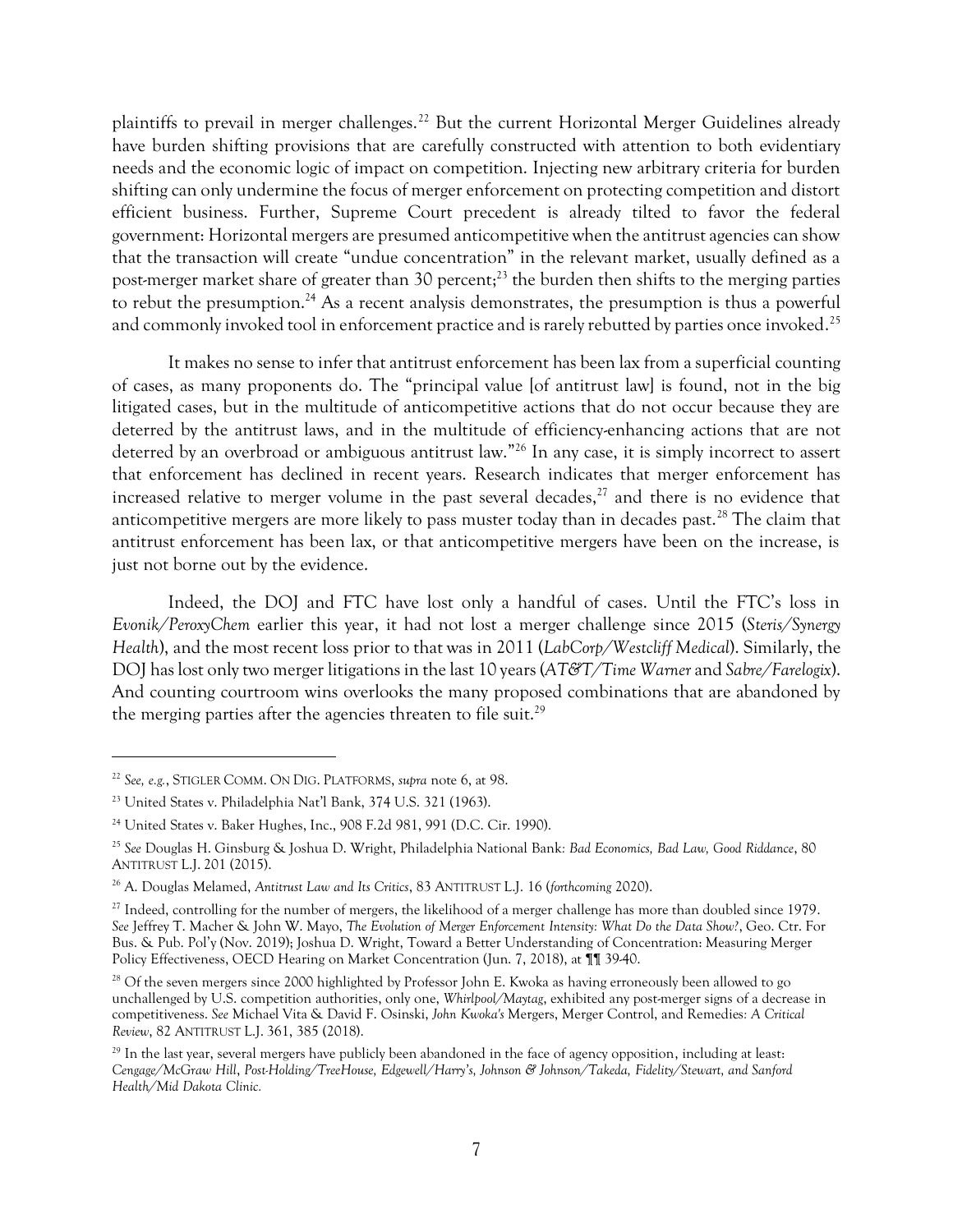plaintiffs to prevail in merger challenges.[22] But the current Horizontal Merger Guidelines already have burden shifting provisions that are carefully constructed with attention to both evidentiary needs and the economic logic of impact on competition. Injecting new arbitrary criteria for burden shifting can only undermine the focus of merger enforcement on protecting competition and distort efficient business. Further, Supreme Court precedent is already tilted to favor the federal government: Horizontal mergers are presumed anticompetitive when the antitrust agencies can show that the transaction will create "undue concentration" in the relevant market, usually defined as a post-merger market share of greater than 30 percent;[23] the burden then shifts to the merging parties to rebut the presumption.[24] As a recent analysis demonstrates, the presumption is thus a powerful and commonly invoked tool in enforcement practice and is rarely rebutted by parties once invoked.[25]

It makes no sense to infer that antitrust enforcement has been lax from a superficial counting of cases, as many proponents do. The "principal value [of antitrust law] is found, not in the big litigated cases, but in the multitude of anticompetitive actions that do not occur because they are deterred by the antitrust laws, and in the multitude of efficiency-enhancing actions that are not deterred by an overbroad or ambiguous antitrust law."[26] In any case, it is simply incorrect to assert that enforcement has declined in recent years. Research indicates that merger enforcement has increased relative to merger volume in the past several decades,[27] and there is no evidence that anticompetitive mergers are more likely to pass muster today than in decades past.[28] The claim that antitrust enforcement has been lax, or that anticompetitive mergers have been on the increase, is just not borne out by the evidence.

Indeed, the DOJ and FTC have lost only a handful of cases. Until the FTC's loss in *Evonik/PeroxyChem* earlier this year, it had not lost a merger challenge since 2015 (*Steris/Synergy Health*), and the most recent loss prior to that was in 2011 (*LabCorp/Westcliff Medical*). Similarly, the DOJ has lost only two merger litigations in the last 10 years (*AT&T/Time Warner* and *Sabre/Farelogix*). And counting courtroom wins overlooks the many proposed combinations that are abandoned by the merging parties after the agencies threaten to file suit.[29]

---

[22] *See, e.g.*, STIGLER COMM. ON DIG. PLATFORMS, *supra* note 6, at 98.

[23] United States v. Philadelphia Nat'l Bank, 374 U.S. 321 (1963).

[24] United States v. Baker Hughes, Inc., 908 F.2d 981, 991 (D.C. Cir. 1990).

[25] *See* Douglas H. Ginsburg & Joshua D. Wright, Philadelphia National Bank*: Bad Economics, Bad Law, Good Riddance*, 80 ANTITRUST L.J. 201 (2015).

[26] A. Douglas Melamed, *Antitrust Law and Its Critics*, 83 ANTITRUST L.J. 16 (*forthcoming* 2020).

[27] Indeed, controlling for the number of mergers, the likelihood of a merger challenge has more than doubled since 1979. *See* Jeffrey T. Macher & John W. Mayo, *The Evolution of Merger Enforcement Intensity: What Do the Data Show?*, Geo. Ctr. For Bus. & Pub. Pol'y (Nov. 2019); Joshua D. Wright, Toward a Better Understanding of Concentration: Measuring Merger Policy Effectiveness, OECD Hearing on Market Concentration (Jun. 7, 2018), at ¶¶ 39-40.

[28] Of the seven mergers since 2000 highlighted by Professor John E. Kwoka as having erroneously been allowed to go unchallenged by U.S. competition authorities, only one, *Whirlpool/Maytag*, exhibited any post-merger signs of a decrease in competitiveness. *See* Michael Vita & David F. Osinski, *John Kwoka's* Mergers, Merger Control, and Remedies*: A Critical Review*, 82 ANTITRUST L.J. 361, 385 (2018).

[29] In the last year, several mergers have publicly been abandoned in the face of agency opposition, including at least: *Cengage/McGraw Hill*, *Post-Holding/TreeHouse, Edgewell/Harry's, Johnson & Johnson/Takeda, Fidelity/Stewart, and Sanford Health/Mid Dakota Clinic.*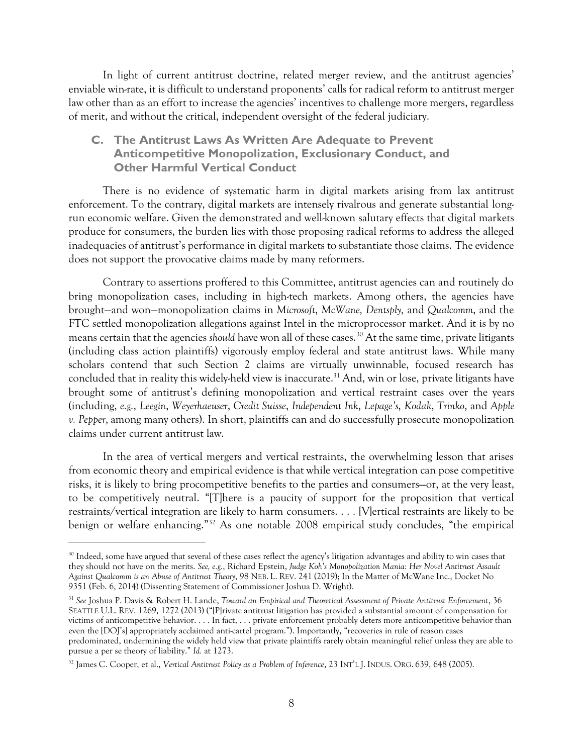In light of current antitrust doctrine, related merger review, and the antitrust agencies' enviable win-rate, it is difficult to understand proponents' calls for radical reform to antitrust merger law other than as an effort to increase the agencies' incentives to challenge more mergers, regardless of merit, and without the critical, independent oversight of the federal judiciary.

### C. The Antitrust Laws As Written Are Adequate to Prevent Anticompetitive Monopolization, Exclusionary Conduct, and Other Harmful Vertical Conduct

There is no evidence of systematic harm in digital markets arising from lax antitrust enforcement. To the contrary, digital markets are intensely rivalrous and generate substantial long-run economic welfare. Given the demonstrated and well-known salutary effects that digital markets produce for consumers, the burden lies with those proposing radical reforms to address the alleged inadequacies of antitrust's performance in digital markets to substantiate those claims. The evidence does not support the provocative claims made by many reformers.

Contrary to assertions proffered to this Committee, antitrust agencies can and routinely do bring monopolization cases, including in high-tech markets. Among others, the agencies have brought—and won—monopolization claims in *Microsoft*, *McWane, Dentsply,* and *Qualcomm*, and the FTC settled monopolization allegations against Intel in the microprocessor market. And it is by no means certain that the agencies *should* have won all of these cases.[30] At the same time, private litigants (including class action plaintiffs) vigorously employ federal and state antitrust laws. While many scholars contend that such Section 2 claims are virtually unwinnable, focused research has concluded that in reality this widely-held view is inaccurate.[31] And, win or lose, private litigants have brought some of antitrust's defining monopolization and vertical restraint cases over the years (including, *e.g.*, *Leegin*, *Weyerhaeuser*, *Credit Suisse*, *Independent Ink*, *Lepage's*, *Kodak*, *Trinko*, and *Apple v. Pepper*, among many others). In short, plaintiffs can and do successfully prosecute monopolization claims under current antitrust law.

In the area of vertical mergers and vertical restraints, the overwhelming lesson that arises from economic theory and empirical evidence is that while vertical integration can pose competitive risks, it is likely to bring procompetitive benefits to the parties and consumers—or, at the very least, to be competitively neutral. "[T]here is a paucity of support for the proposition that vertical restraints/vertical integration are likely to harm consumers. . . . [V]ertical restraints are likely to be benign or welfare enhancing."[32] As one notable 2008 empirical study concludes, "the empirical

---

[30] Indeed, some have argued that several of these cases reflect the agency's litigation advantages and ability to win cases that they should not have on the merits. *See, e.g.*, Richard Epstein, *Judge Koh's Monopolization Mania: Her Novel Antitrust Assault Against Qualcomm is an Abuse of Antitrust Theory*, 98 NEB. L. REV. 241 (2019); In the Matter of McWane Inc., Docket No 9351 (Feb. 6, 2014) (Dissenting Statement of Commissioner Joshua D. Wright).

[31] *See* Joshua P. Davis & Robert H. Lande, *Toward an Empirical and Theoretical Assessment of Private Antitrust Enforcement*, 36 SEATTLE U.L. REV. 1269, 1272 (2013) ("[P]rivate antitrust litigation has provided a substantial amount of compensation for victims of anticompetitive behavior. . . . In fact, . . . private enforcement probably deters more anticompetitive behavior than even the [DOJ's] appropriately acclaimed anti-cartel program."). Importantly, "recoveries in rule of reason cases predominated, undermining the widely held view that private plaintiffs rarely obtain meaningful relief unless they are able to pursue a per se theory of liability." *Id.* at 1273.

[32] James C. Cooper, et al., *Vertical Antitrust Policy as a Problem of Inference*, 23 INT'L J. INDUS. ORG. 639, 648 (2005).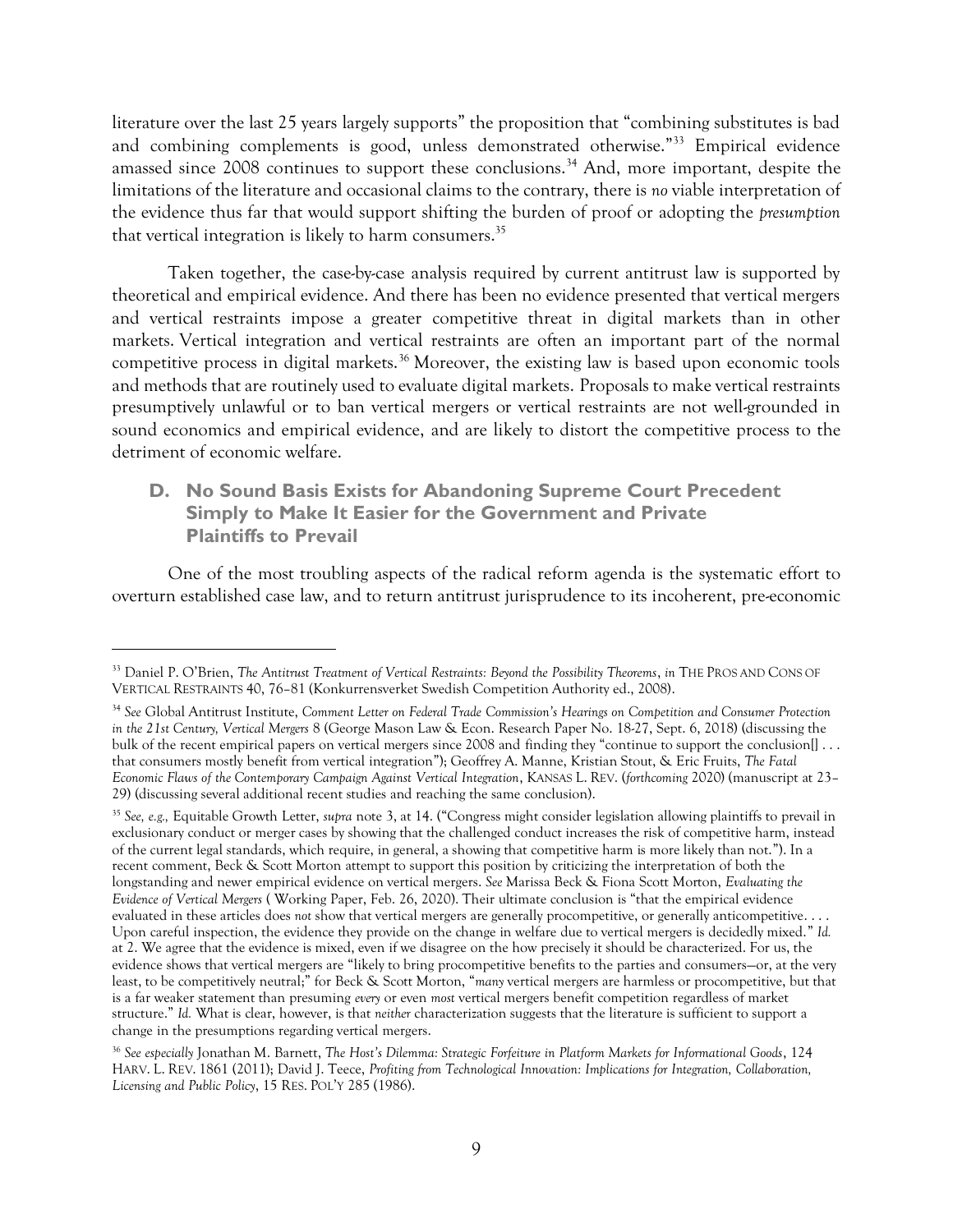literature over the last 25 years largely supports" the proposition that "combining substitutes is bad and combining complements is good, unless demonstrated otherwise."[33] Empirical evidence amassed since 2008 continues to support these conclusions.[34] And, more important, despite the limitations of the literature and occasional claims to the contrary, there is *no* viable interpretation of the evidence thus far that would support shifting the burden of proof or adopting the *presumption* that vertical integration is likely to harm consumers.[35]

Taken together, the case-by-case analysis required by current antitrust law is supported by theoretical and empirical evidence. And there has been no evidence presented that vertical mergers and vertical restraints impose a greater competitive threat in digital markets than in other markets. Vertical integration and vertical restraints are often an important part of the normal competitive process in digital markets.[36] Moreover, the existing law is based upon economic tools and methods that are routinely used to evaluate digital markets. Proposals to make vertical restraints presumptively unlawful or to ban vertical mergers or vertical restraints are not well-grounded in sound economics and empirical evidence, and are likely to distort the competitive process to the detriment of economic welfare.

### D. No Sound Basis Exists for Abandoning Supreme Court Precedent Simply to Make It Easier for the Government and Private Plaintiffs to Prevail

One of the most troubling aspects of the radical reform agenda is the systematic effort to overturn established case law, and to return antitrust jurisprudence to its incoherent, pre-economic

---

[33] Daniel P. O'Brien, *The Antitrust Treatment of Vertical Restraints: Beyond the Possibility Theorems*, *in* THE PROS AND CONS OF VERTICAL RESTRAINTS 40, 76–81 (Konkurrensverket Swedish Competition Authority ed., 2008).

[34] *See* Global Antitrust Institute, *Comment Letter on Federal Trade Commission's Hearings on Competition and Consumer Protection in the 21st Century, Vertical Mergers* 8 (George Mason Law & Econ. Research Paper No. 18-27, Sept. 6, 2018) (discussing the bulk of the recent empirical papers on vertical mergers since 2008 and finding they "continue to support the conclusion[] . . . that consumers mostly benefit from vertical integration"); Geoffrey A. Manne, Kristian Stout, & Eric Fruits, *The Fatal Economic Flaws of the Contemporary Campaign Against Vertical Integration*, KANSAS L. REV. (*forthcoming* 2020) (manuscript at 23–29) (discussing several additional recent studies and reaching the same conclusion).

[35] *See, e.g.,* Equitable Growth Letter, *supra* note 3, at 14. ("Congress might consider legislation allowing plaintiffs to prevail in exclusionary conduct or merger cases by showing that the challenged conduct increases the risk of competitive harm, instead of the current legal standards, which require, in general, a showing that competitive harm is more likely than not."). In a recent comment, Beck & Scott Morton attempt to support this position by criticizing the interpretation of both the longstanding and newer empirical evidence on vertical mergers. *See* Marissa Beck & Fiona Scott Morton, *Evaluating the Evidence of Vertical Mergers* ( Working Paper, Feb. 26, 2020). Their ultimate conclusion is "that the empirical evidence evaluated in these articles does *not* show that vertical mergers are generally procompetitive, or generally anticompetitive. . . . Upon careful inspection, the evidence they provide on the change in welfare due to vertical mergers is decidedly mixed." *Id.* at 2. We agree that the evidence is mixed, even if we disagree on the how precisely it should be characterized. For us, the evidence shows that vertical mergers are "likely to bring procompetitive benefits to the parties and consumers—or, at the very least, to be competitively neutral;" for Beck & Scott Morton, "*many* vertical mergers are harmless or procompetitive, but that is a far weaker statement than presuming *every* or even *most* vertical mergers benefit competition regardless of market structure." *Id.* What is clear, however, is that *neither* characterization suggests that the literature is sufficient to support a change in the presumptions regarding vertical mergers.

[36] *See especially* Jonathan M. Barnett, *The Host's Dilemma: Strategic Forfeiture in Platform Markets for Informational Goods*, 124 HARV. L. REV. 1861 (2011); David J. Teece, *Profiting from Technological Innovation: Implications for Integration, Collaboration, Licensing and Public Policy*, 15 RES. POL'Y 285 (1986).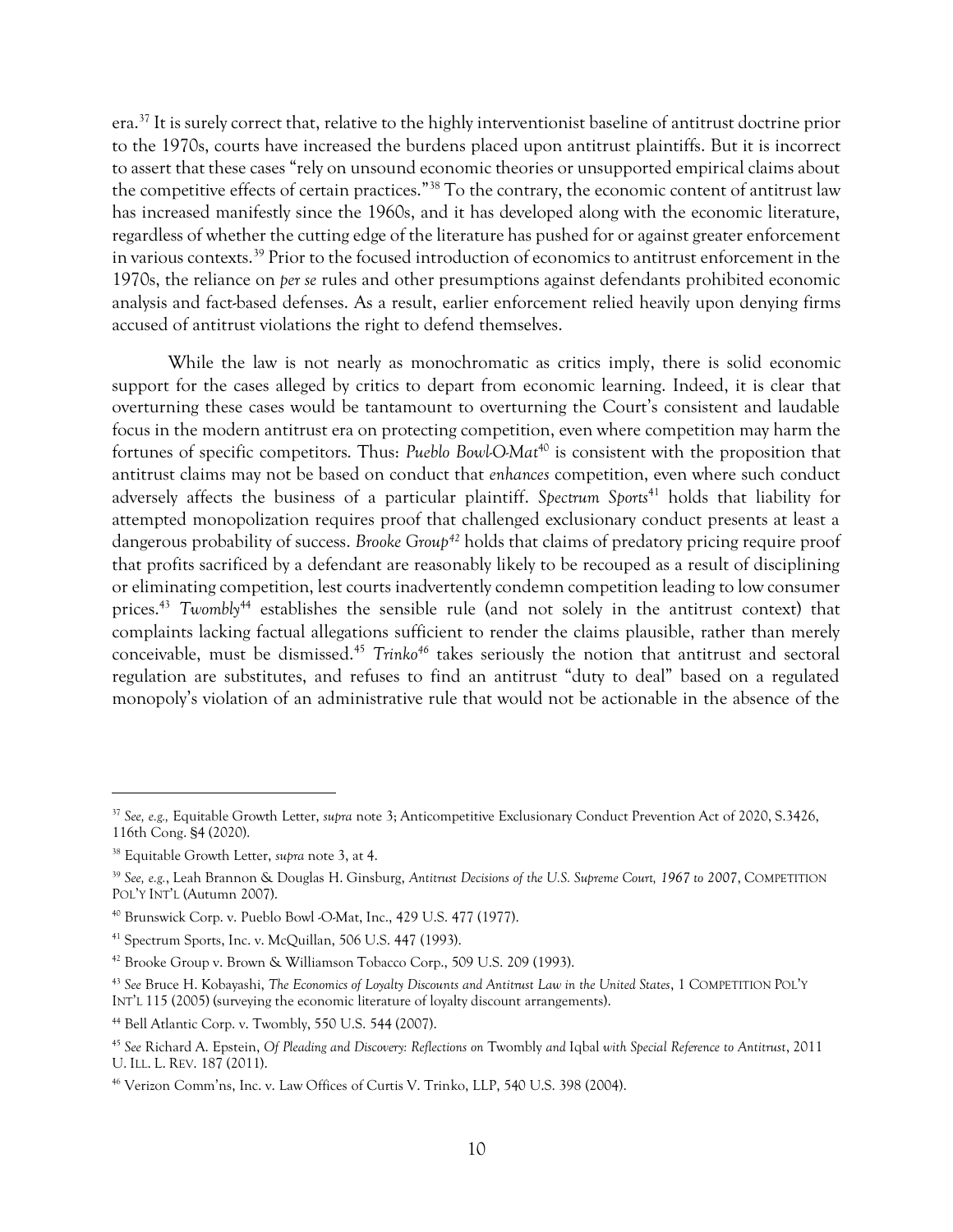era.[37] It is surely correct that, relative to the highly interventionist baseline of antitrust doctrine prior to the 1970s, courts have increased the burdens placed upon antitrust plaintiffs. But it is incorrect to assert that these cases "rely on unsound economic theories or unsupported empirical claims about the competitive effects of certain practices."[38] To the contrary, the economic content of antitrust law has increased manifestly since the 1960s, and it has developed along with the economic literature, regardless of whether the cutting edge of the literature has pushed for or against greater enforcement in various contexts.[39] Prior to the focused introduction of economics to antitrust enforcement in the 1970s, the reliance on *per se* rules and other presumptions against defendants prohibited economic analysis and fact-based defenses. As a result, earlier enforcement relied heavily upon denying firms accused of antitrust violations the right to defend themselves.

While the law is not nearly as monochromatic as critics imply, there is solid economic support for the cases alleged by critics to depart from economic learning. Indeed, it is clear that overturning these cases would be tantamount to overturning the Court's consistent and laudable focus in the modern antitrust era on protecting competition, even where competition may harm the fortunes of specific competitors. Thus: *Pueblo Bowl-O-Mat*[40] is consistent with the proposition that antitrust claims may not be based on conduct that *enhances* competition, even where such conduct adversely affects the business of a particular plaintiff. *Spectrum Sports*[41] holds that liability for attempted monopolization requires proof that challenged exclusionary conduct presents at least a dangerous probability of success. *Brooke Group*[42] holds that claims of predatory pricing require proof that profits sacrificed by a defendant are reasonably likely to be recouped as a result of disciplining or eliminating competition, lest courts inadvertently condemn competition leading to low consumer prices.[43] *Twombly*[44] establishes the sensible rule (and not solely in the antitrust context) that complaints lacking factual allegations sufficient to render the claims plausible, rather than merely conceivable, must be dismissed.[45] *Trinko*[46] takes seriously the notion that antitrust and sectoral regulation are substitutes, and refuses to find an antitrust "duty to deal" based on a regulated monopoly's violation of an administrative rule that would not be actionable in the absence of the

---

[37] *See, e.g.,* Equitable Growth Letter, *supra* note 3; Anticompetitive Exclusionary Conduct Prevention Act of 2020, S.3426, 116th Cong. §4 (2020).

[38] Equitable Growth Letter, *supra* note 3, at 4.

[39] *See, e.g.*, Leah Brannon & Douglas H. Ginsburg, *Antitrust Decisions of the U.S. Supreme Court, 1967 to 2007*, COMPETITION POL'Y INT'L (Autumn 2007).

[40] Brunswick Corp. v. Pueblo Bowl -O-Mat, Inc., 429 U.S. 477 (1977).

[41] Spectrum Sports, Inc. v. McQuillan, 506 U.S. 447 (1993).

[42] Brooke Group v. Brown & Williamson Tobacco Corp., 509 U.S. 209 (1993).

[43] *See* Bruce H. Kobayashi, *The Economics of Loyalty Discounts and Antitrust Law in the United States*, 1 COMPETITION POL'Y INT'L 115 (2005) (surveying the economic literature of loyalty discount arrangements).

[44] Bell Atlantic Corp. v. Twombly, 550 U.S. 544 (2007).

[45] *See* Richard A. Epstein, *Of Pleading and Discovery: Reflections on* Twombly *and* Iqbal *with Special Reference to Antitrust*, 2011 U. ILL. L. REV. 187 (2011).

[46] Verizon Comm'ns, Inc. v. Law Offices of Curtis V. Trinko, LLP, 540 U.S. 398 (2004).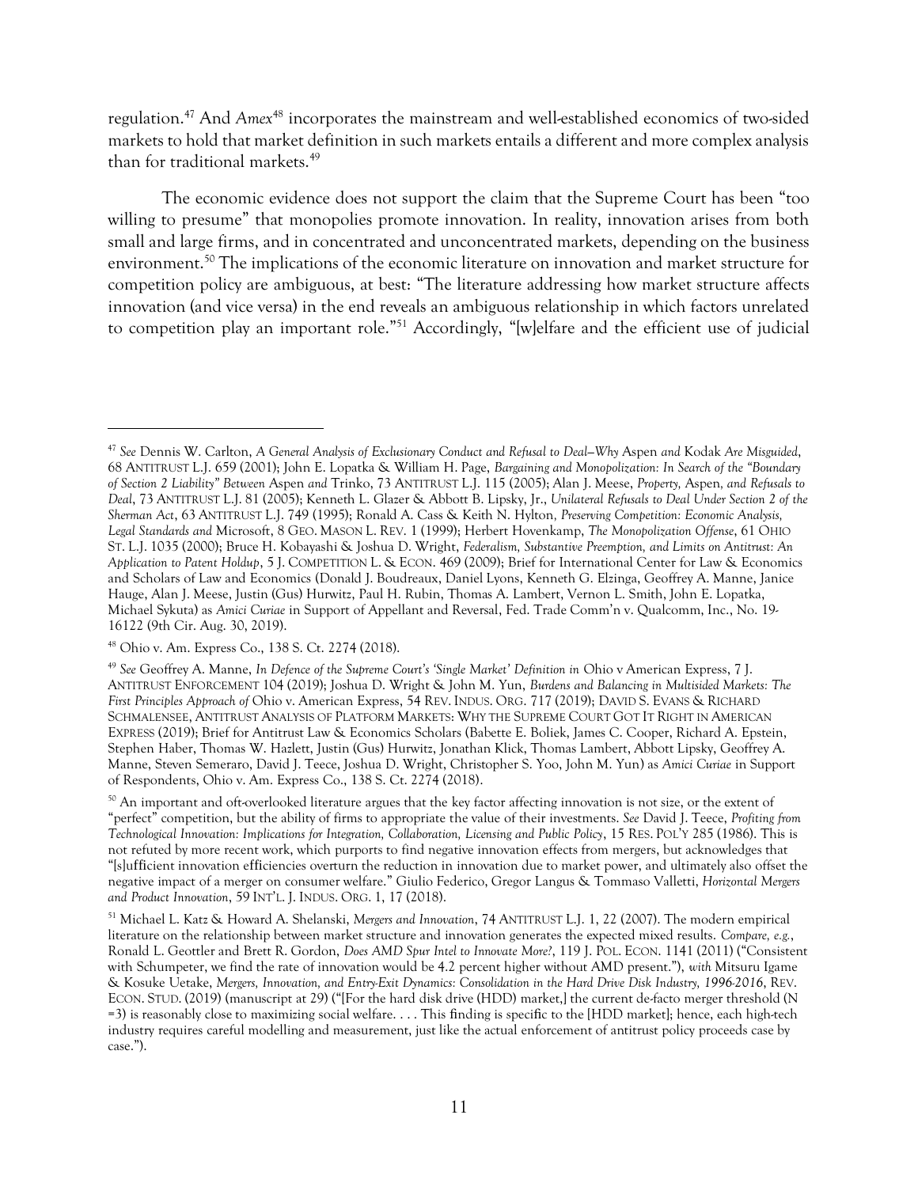regulation.[47] And *Amex*[48] incorporates the mainstream and well-established economics of two-sided markets to hold that market definition in such markets entails a different and more complex analysis than for traditional markets.[49]

The economic evidence does not support the claim that the Supreme Court has been "too willing to presume" that monopolies promote innovation. In reality, innovation arises from both small and large firms, and in concentrated and unconcentrated markets, depending on the business environment.[50] The implications of the economic literature on innovation and market structure for competition policy are ambiguous, at best: "The literature addressing how market structure affects innovation (and vice versa) in the end reveals an ambiguous relationship in which factors unrelated to competition play an important role."[51] Accordingly, "[w]elfare and the efficient use of judicial

---

[47] *See* Dennis W. Carlton, *A General Analysis of Exclusionary Conduct and Refusal to Deal—Why* Aspen *and* Kodak *Are Misguided*, 68 ANTITRUST L.J. 659 (2001); John E. Lopatka & William H. Page, *Bargaining and Monopolization: In Search of the "Boundary of Section 2 Liability" Between* Aspen *and* Trinko, 73 ANTITRUST L.J. 115 (2005); Alan J. Meese, *Property,* Aspen*, and Refusals to Deal*, 73 ANTITRUST L.J. 81 (2005); Kenneth L. Glazer & Abbott B. Lipsky, Jr., *Unilateral Refusals to Deal Under Section 2 of the Sherman Act*, 63 ANTITRUST L.J. 749 (1995); Ronald A. Cass & Keith N. Hylton, *Preserving Competition: Economic Analysis, Legal Standards and* Microsoft, 8 GEO. MASON L. REV. 1 (1999); Herbert Hovenkamp, *The Monopolization Offense*, 61 OHIO ST. L.J. 1035 (2000); Bruce H. Kobayashi & Joshua D. Wright, *Federalism, Substantive Preemption, and Limits on Antitrust: An Application to Patent Holdup*, 5 J. COMPETITION L. & ECON. 469 (2009); Brief for International Center for Law & Economics and Scholars of Law and Economics (Donald J. Boudreaux, Daniel Lyons, Kenneth G. Elzinga, Geoffrey A. Manne, Janice Hauge, Alan J. Meese, Justin (Gus) Hurwitz, Paul H. Rubin, Thomas A. Lambert, Vernon L. Smith, John E. Lopatka, Michael Sykuta) as *Amici Curiae* in Support of Appellant and Reversal, Fed. Trade Comm'n v. Qualcomm, Inc., No. 19-16122 (9th Cir. Aug. 30, 2019).

[48] Ohio v. Am. Express Co., 138 S. Ct. 2274 (2018).

[49] *See* Geoffrey A. Manne, *In Defence of the Supreme Court's 'Single Market' Definition in* Ohio v American Express, 7 J. ANTITRUST ENFORCEMENT 104 (2019); Joshua D. Wright & John M. Yun, *Burdens and Balancing in Multisided Markets: The First Principles Approach of* Ohio v. American Express, 54 REV. INDUS. ORG. 717 (2019); DAVID S. EVANS & RICHARD SCHMALENSEE, ANTITRUST ANALYSIS OF PLATFORM MARKETS: WHY THE SUPREME COURT GOT IT RIGHT IN AMERICAN EXPRESS (2019); Brief for Antitrust Law & Economics Scholars (Babette E. Boliek, James C. Cooper, Richard A. Epstein, Stephen Haber, Thomas W. Hazlett, Justin (Gus) Hurwitz, Jonathan Klick, Thomas Lambert, Abbott Lipsky, Geoffrey A. Manne, Steven Semeraro, David J. Teece, Joshua D. Wright, Christopher S. Yoo, John M. Yun) as *Amici Curiae* in Support of Respondents, Ohio v. Am. Express Co., 138 S. Ct. 2274 (2018).

[50] An important and oft-overlooked literature argues that the key factor affecting innovation is not size, or the extent of "perfect" competition, but the ability of firms to appropriate the value of their investments. *See* David J. Teece, *Profiting from Technological Innovation: Implications for Integration, Collaboration, Licensing and Public Policy*, 15 RES. POL'Y 285 (1986). This is not refuted by more recent work, which purports to find negative innovation effects from mergers, but acknowledges that "[s]ufficient innovation efficiencies overturn the reduction in innovation due to market power, and ultimately also offset the negative impact of a merger on consumer welfare." Giulio Federico, Gregor Langus & Tommaso Valletti, *Horizontal Mergers and Product Innovation*, 59 INT'L. J. INDUS. ORG. 1, 17 (2018).

[51] Michael L. Katz & Howard A. Shelanski, *Mergers and Innovation*, 74 ANTITRUST L.J. 1, 22 (2007). The modern empirical literature on the relationship between market structure and innovation generates the expected mixed results. *Compare, e.g.*, Ronald L. Geottler and Brett R. Gordon, *Does AMD Spur Intel to Innovate More?*, 119 J. POL. ECON. 1141 (2011) ("Consistent with Schumpeter, we find the rate of innovation would be 4.2 percent higher without AMD present."), *with* Mitsuru Igame & Kosuke Uetake, *Mergers, Innovation, and Entry-Exit Dynamics: Consolidation in the Hard Drive Disk Industry, 1996-2016*, REV. ECON. STUD. (2019) (manuscript at 29) ("[For the hard disk drive (HDD) market,] the current de-facto merger threshold (N =3) is reasonably close to maximizing social welfare. . . . This finding is specific to the [HDD market]; hence, each high-tech industry requires careful modelling and measurement, just like the actual enforcement of antitrust policy proceeds case by case.").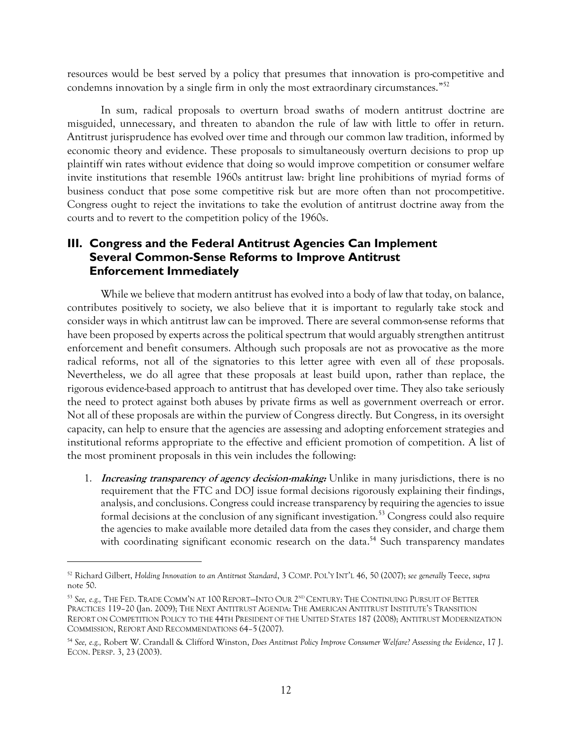resources would be best served by a policy that presumes that innovation is pro-competitive and condemns innovation by a single firm in only the most extraordinary circumstances."[52]

In sum, radical proposals to overturn broad swaths of modern antitrust doctrine are misguided, unnecessary, and threaten to abandon the rule of law with little to offer in return. Antitrust jurisprudence has evolved over time and through our common law tradition, informed by economic theory and evidence. These proposals to simultaneously overturn decisions to prop up plaintiff win rates without evidence that doing so would improve competition or consumer welfare invite institutions that resemble 1960s antitrust law: bright line prohibitions of myriad forms of business conduct that pose some competitive risk but are more often than not procompetitive. Congress ought to reject the invitations to take the evolution of antitrust doctrine away from the courts and to revert to the competition policy of the 1960s.

## III. Congress and the Federal Antitrust Agencies Can Implement Several Common-Sense Reforms to Improve Antitrust Enforcement Immediately

While we believe that modern antitrust has evolved into a body of law that today, on balance, contributes positively to society, we also believe that it is important to regularly take stock and consider ways in which antitrust law can be improved. There are several common-sense reforms that have been proposed by experts across the political spectrum that would arguably strengthen antitrust enforcement and benefit consumers. Although such proposals are not as provocative as the more radical reforms, not all of the signatories to this letter agree with even all of *these* proposals. Nevertheless, we do all agree that these proposals at least build upon, rather than replace, the rigorous evidence-based approach to antitrust that has developed over time. They also take seriously the need to protect against both abuses by private firms as well as government overreach or error. Not all of these proposals are within the purview of Congress directly. But Congress, in its oversight capacity, can help to ensure that the agencies are assessing and adopting enforcement strategies and institutional reforms appropriate to the effective and efficient promotion of competition. A list of the most prominent proposals in this vein includes the following:

1. ***Increasing transparency of agency decision-making:*** Unlike in many jurisdictions, there is no requirement that the FTC and DOJ issue formal decisions rigorously explaining their findings, analysis, and conclusions. Congress could increase transparency by requiring the agencies to issue formal decisions at the conclusion of any significant investigation.[53] Congress could also require the agencies to make available more detailed data from the cases they consider, and charge them with coordinating significant economic research on the data.[54] Such transparency mandates

---

[52] Richard Gilbert, *Holding Innovation to an Antitrust Standard*, 3 COMP. POL'Y INT'L 46, 50 (2007); *see generally* Teece, *supra* note 50.

[53] *See, e.g.,* THE FED. TRADE COMM'N AT 100 REPORT—INTO OUR 2ND CENTURY: THE CONTINUING PURSUIT OF BETTER PRACTICES 119–20 (Jan. 2009); THE NEXT ANTITRUST AGENDA: THE AMERICAN ANTITRUST INSTITUTE'S TRANSITION REPORT ON COMPETITION POLICY TO THE 44TH PRESIDENT OF THE UNITED STATES 187 (2008); ANTITRUST MODERNIZATION COMMISSION, REPORT AND RECOMMENDATIONS 64–5 (2007).

[54] *See, e.g.,* Robert W. Crandall & Clifford Winston, *Does Antitrust Policy Improve Consumer Welfare? Assessing the Evidence*, 17 J. ECON. PERSP. 3, 23 (2003).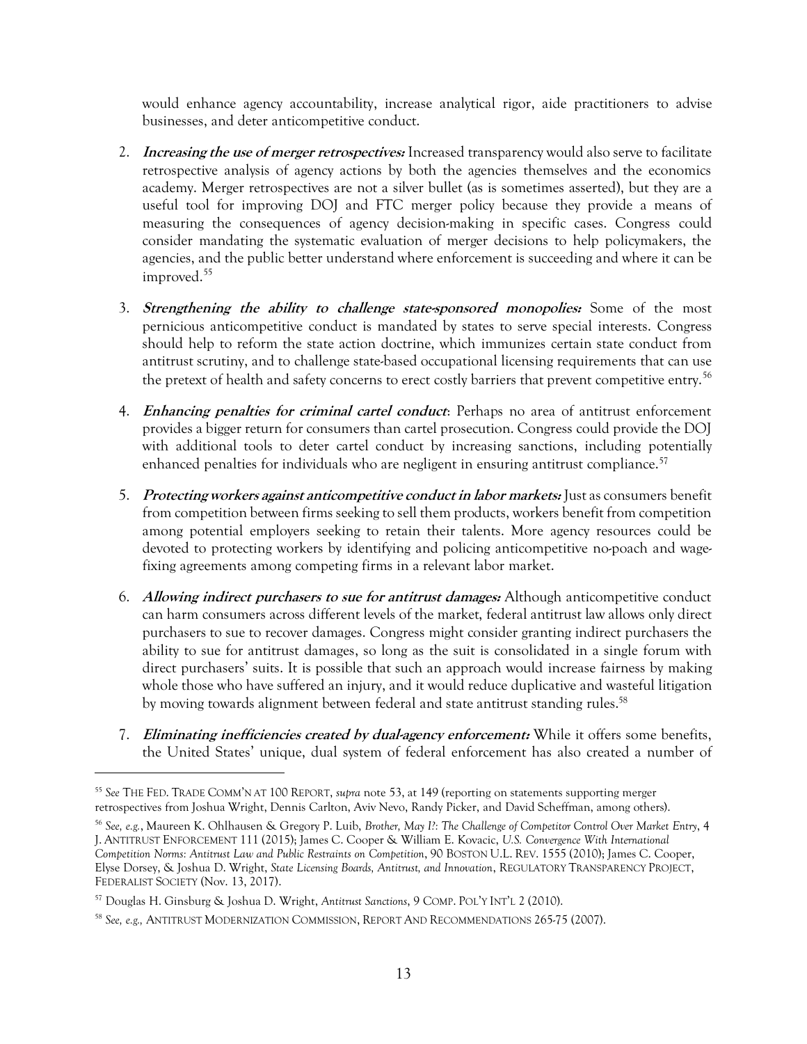would enhance agency accountability, increase analytical rigor, aide practitioners to advise businesses, and deter anticompetitive conduct.

2. ***Increasing the use of merger retrospectives:*** Increased transparency would also serve to facilitate retrospective analysis of agency actions by both the agencies themselves and the economics academy. Merger retrospectives are not a silver bullet (as is sometimes asserted), but they are a useful tool for improving DOJ and FTC merger policy because they provide a means of measuring the consequences of agency decision-making in specific cases. Congress could consider mandating the systematic evaluation of merger decisions to help policymakers, the agencies, and the public better understand where enforcement is succeeding and where it can be improved.[55]

3. ***Strengthening the ability to challenge state-sponsored monopolies:*** Some of the most pernicious anticompetitive conduct is mandated by states to serve special interests. Congress should help to reform the state action doctrine, which immunizes certain state conduct from antitrust scrutiny, and to challenge state-based occupational licensing requirements that can use the pretext of health and safety concerns to erect costly barriers that prevent competitive entry.[56]

4. ***Enhancing penalties for criminal cartel conduct***: Perhaps no area of antitrust enforcement provides a bigger return for consumers than cartel prosecution. Congress could provide the DOJ with additional tools to deter cartel conduct by increasing sanctions, including potentially enhanced penalties for individuals who are negligent in ensuring antitrust compliance.[57]

5. ***Protecting workers against anticompetitive conduct in labor markets:*** Just as consumers benefit from competition between firms seeking to sell them products, workers benefit from competition among potential employers seeking to retain their talents. More agency resources could be devoted to protecting workers by identifying and policing anticompetitive no-poach and wage-fixing agreements among competing firms in a relevant labor market.

6. ***Allowing indirect purchasers to sue for antitrust damages:*** Although anticompetitive conduct can harm consumers across different levels of the market, federal antitrust law allows only direct purchasers to sue to recover damages. Congress might consider granting indirect purchasers the ability to sue for antitrust damages, so long as the suit is consolidated in a single forum with direct purchasers' suits. It is possible that such an approach would increase fairness by making whole those who have suffered an injury, and it would reduce duplicative and wasteful litigation by moving towards alignment between federal and state antitrust standing rules.[58]

7. ***Eliminating inefficiencies created by dual-agency enforcement:*** While it offers some benefits, the United States' unique, dual system of federal enforcement has also created a number of

---

[55] *See* THE FED. TRADE COMM'N AT 100 REPORT, *supra* note 53, at 149 (reporting on statements supporting merger retrospectives from Joshua Wright, Dennis Carlton, Aviv Nevo, Randy Picker, and David Scheffman, among others).

[56] *See, e.g.*, Maureen K. Ohlhausen & Gregory P. Luib, *Brother, May I?: The Challenge of Competitor Control Over Market Entry*, 4 J. ANTITRUST ENFORCEMENT 111 (2015); James C. Cooper & William E. Kovacic, *U.S. Convergence With International Competition Norms: Antitrust Law and Public Restraints on Competition*, 90 BOSTON U.L. REV. 1555 (2010); James C. Cooper, Elyse Dorsey, & Joshua D. Wright, *State Licensing Boards, Antitrust, and Innovation*, REGULATORY TRANSPARENCY PROJECT, FEDERALIST SOCIETY (Nov. 13, 2017).

[57] Douglas H. Ginsburg & Joshua D. Wright, *Antitrust Sanctions*, 9 COMP. POL'Y INT'L 2 (2010).

[58] *See, e.g.,* ANTITRUST MODERNIZATION COMMISSION, REPORT AND RECOMMENDATIONS 265-75 (2007).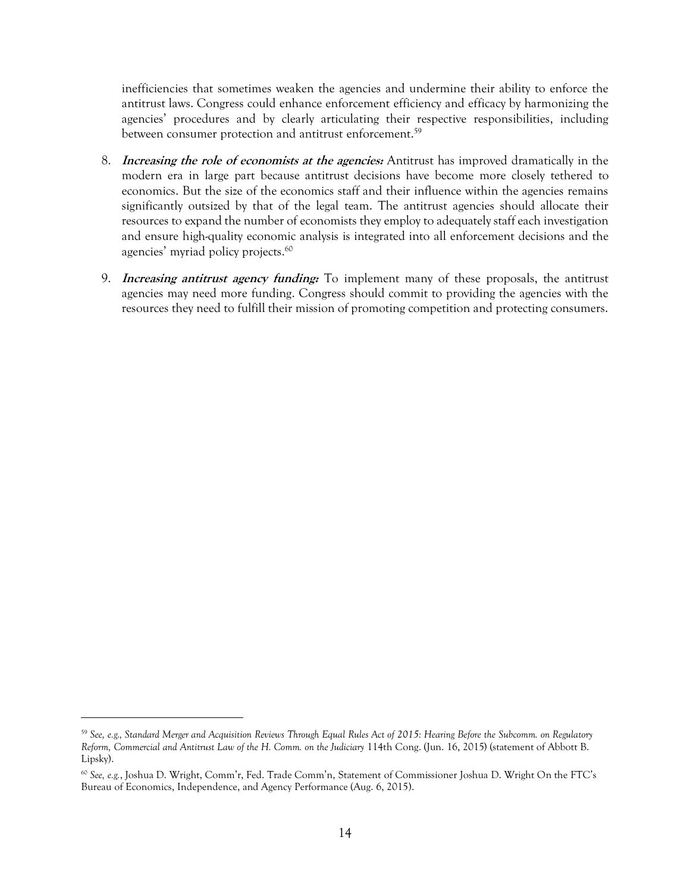inefficiencies that sometimes weaken the agencies and undermine their ability to enforce the antitrust laws. Congress could enhance enforcement efficiency and efficacy by harmonizing the agencies' procedures and by clearly articulating their respective responsibilities, including between consumer protection and antitrust enforcement.[59]

8. ***Increasing the role of economists at the agencies:*** Antitrust has improved dramatically in the modern era in large part because antitrust decisions have become more closely tethered to economics. But the size of the economics staff and their influence within the agencies remains significantly outsized by that of the legal team. The antitrust agencies should allocate their resources to expand the number of economists they employ to adequately staff each investigation and ensure high-quality economic analysis is integrated into all enforcement decisions and the agencies' myriad policy projects.[60]

9. ***Increasing antitrust agency funding:*** To implement many of these proposals, the antitrust agencies may need more funding. Congress should commit to providing the agencies with the resources they need to fulfill their mission of promoting competition and protecting consumers.

---

[59] *See, e.g., Standard Merger and Acquisition Reviews Through Equal Rules Act of 2015: Hearing Before the Subcomm. on Regulatory Reform, Commercial and Antitrust Law of the H. Comm. on the Judiciary* 114th Cong. (Jun. 16, 2015) (statement of Abbott B. Lipsky).

[60] *See, e.g.*, Joshua D. Wright, Comm'r, Fed. Trade Comm'n, Statement of Commissioner Joshua D. Wright On the FTC's Bureau of Economics, Independence, and Agency Performance (Aug. 6, 2015).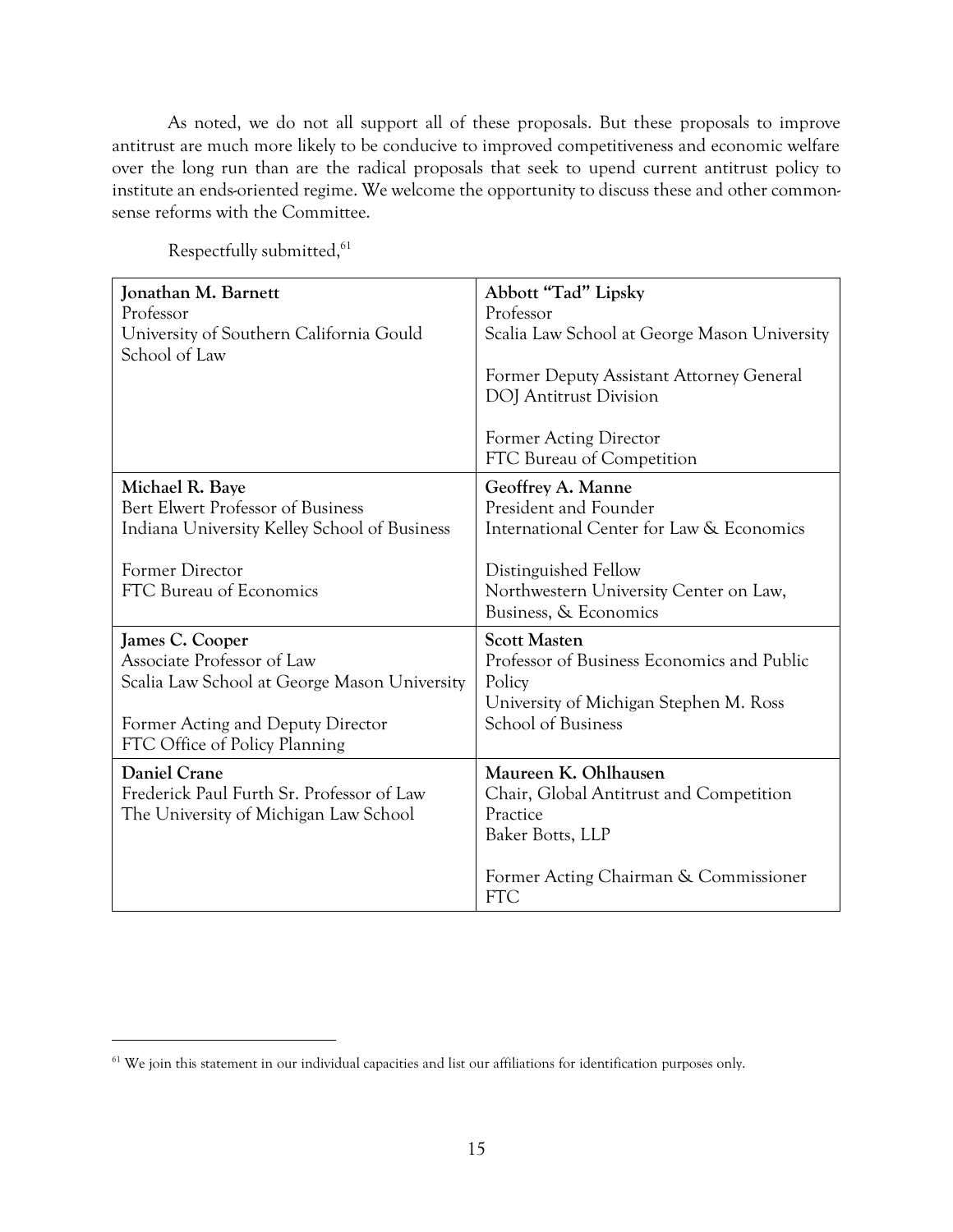As noted, we do not all support all of these proposals. But these proposals to improve antitrust are much more likely to be conducive to improved competitiveness and economic welfare over the long run than are the radical proposals that seek to upend current antitrust policy to institute an ends-oriented regime. We welcome the opportunity to discuss these and other common-sense reforms with the Committee.

Respectfully submitted,[61]

| | |
|---|---|
| **Jonathan M. Barnett**<br>Professor<br>University of Southern California Gould School of Law | **Abbott "Tad" Lipsky**<br>Professor<br>Scalia Law School at George Mason University<br><br>Former Deputy Assistant Attorney General<br>DOJ Antitrust Division<br><br>Former Acting Director<br>FTC Bureau of Competition |
| **Michael R. Baye**<br>Bert Elwert Professor of Business<br>Indiana University Kelley School of Business<br><br>Former Director<br>FTC Bureau of Economics | **Geoffrey A. Manne**<br>President and Founder<br>International Center for Law & Economics<br><br>Distinguished Fellow<br>Northwestern University Center on Law, Business, & Economics |
| **James C. Cooper**<br>Associate Professor of Law<br>Scalia Law School at George Mason University<br><br>Former Acting and Deputy Director<br>FTC Office of Policy Planning | **Scott Masten**<br>Professor of Business Economics and Public Policy<br>University of Michigan Stephen M. Ross School of Business |
| **Daniel Crane**<br>Frederick Paul Furth Sr. Professor of Law<br>The University of Michigan Law School | **Maureen K. Ohlhausen**<br>Chair, Global Antitrust and Competition Practice<br>Baker Botts, LLP<br><br>Former Acting Chairman & Commissioner<br>FTC |

[61] We join this statement in our individual capacities and list our affiliations for identification purposes only.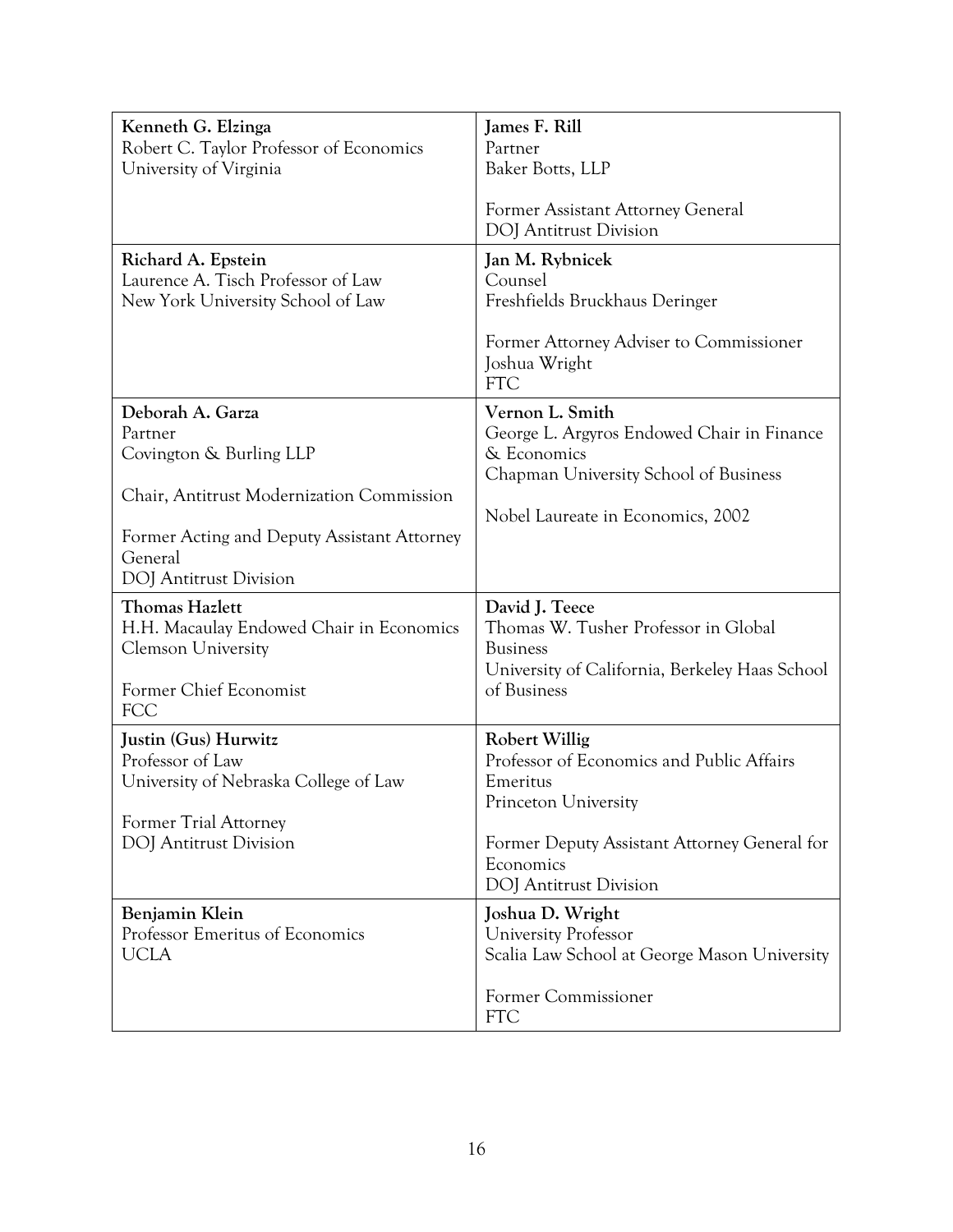| | |
|---|---|
| **Kenneth G. Elzinga**<br>Robert C. Taylor Professor of Economics<br>University of Virginia | **James F. Rill**<br>Partner<br>Baker Botts, LLP<br><br>Former Assistant Attorney General<br>DOJ Antitrust Division |
| **Richard A. Epstein**<br>Laurence A. Tisch Professor of Law<br>New York University School of Law | **Jan M. Rybnicek**<br>Counsel<br>Freshfields Bruckhaus Deringer<br><br>Former Attorney Adviser to Commissioner Joshua Wright<br>FTC |
| **Deborah A. Garza**<br>Partner<br>Covington & Burling LLP<br><br>Chair, Antitrust Modernization Commission<br><br>Former Acting and Deputy Assistant Attorney General<br>DOJ Antitrust Division | **Vernon L. Smith**<br>George L. Argyros Endowed Chair in Finance & Economics<br>Chapman University School of Business<br><br>Nobel Laureate in Economics, 2002 |
| **Thomas Hazlett**<br>H.H. Macaulay Endowed Chair in Economics<br>Clemson University<br><br>Former Chief Economist<br>FCC | **David J. Teece**<br>Thomas W. Tusher Professor in Global Business<br>University of California, Berkeley Haas School of Business |
| **Justin (Gus) Hurwitz**<br>Professor of Law<br>University of Nebraska College of Law<br><br>Former Trial Attorney<br>DOJ Antitrust Division | **Robert Willig**<br>Professor of Economics and Public Affairs Emeritus<br>Princeton University<br><br>Former Deputy Assistant Attorney General for Economics<br>DOJ Antitrust Division |
| **Benjamin Klein**<br>Professor Emeritus of Economics<br>UCLA | **Joshua D. Wright**<br>University Professor<br>Scalia Law School at George Mason University<br><br>Former Commissioner<br>FTC |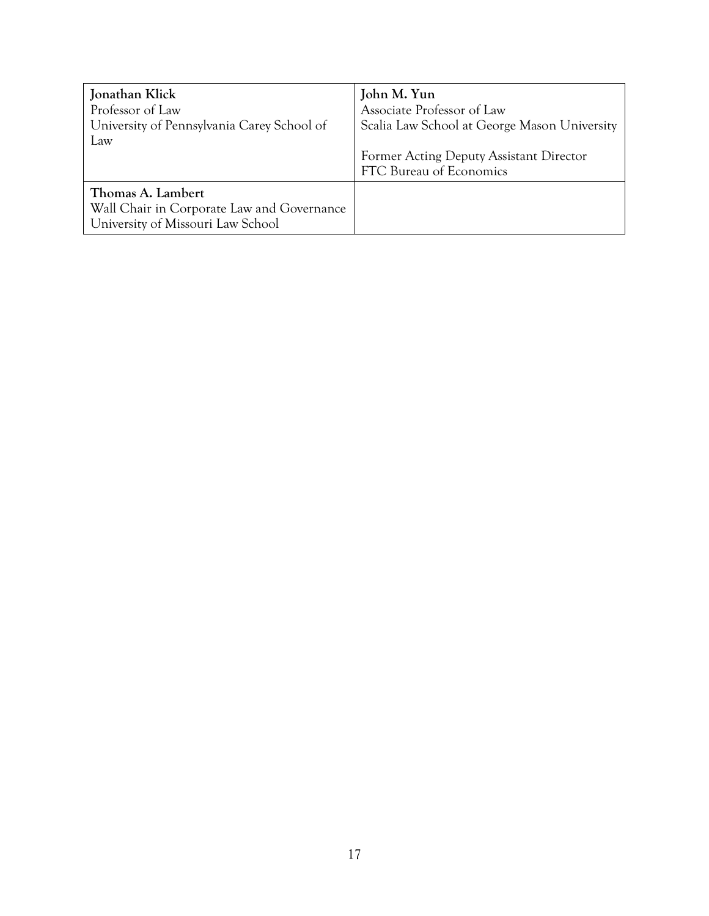| | |
|---|---|
| **Jonathan Klick**<br>Professor of Law<br>University of Pennsylvania Carey School of Law | **John M. Yun**<br>Associate Professor of Law<br>Scalia Law School at George Mason University<br><br>Former Acting Deputy Assistant Director<br>FTC Bureau of Economics |
| **Thomas A. Lambert**<br>Wall Chair in Corporate Law and Governance<br>University of Missouri Law School | |